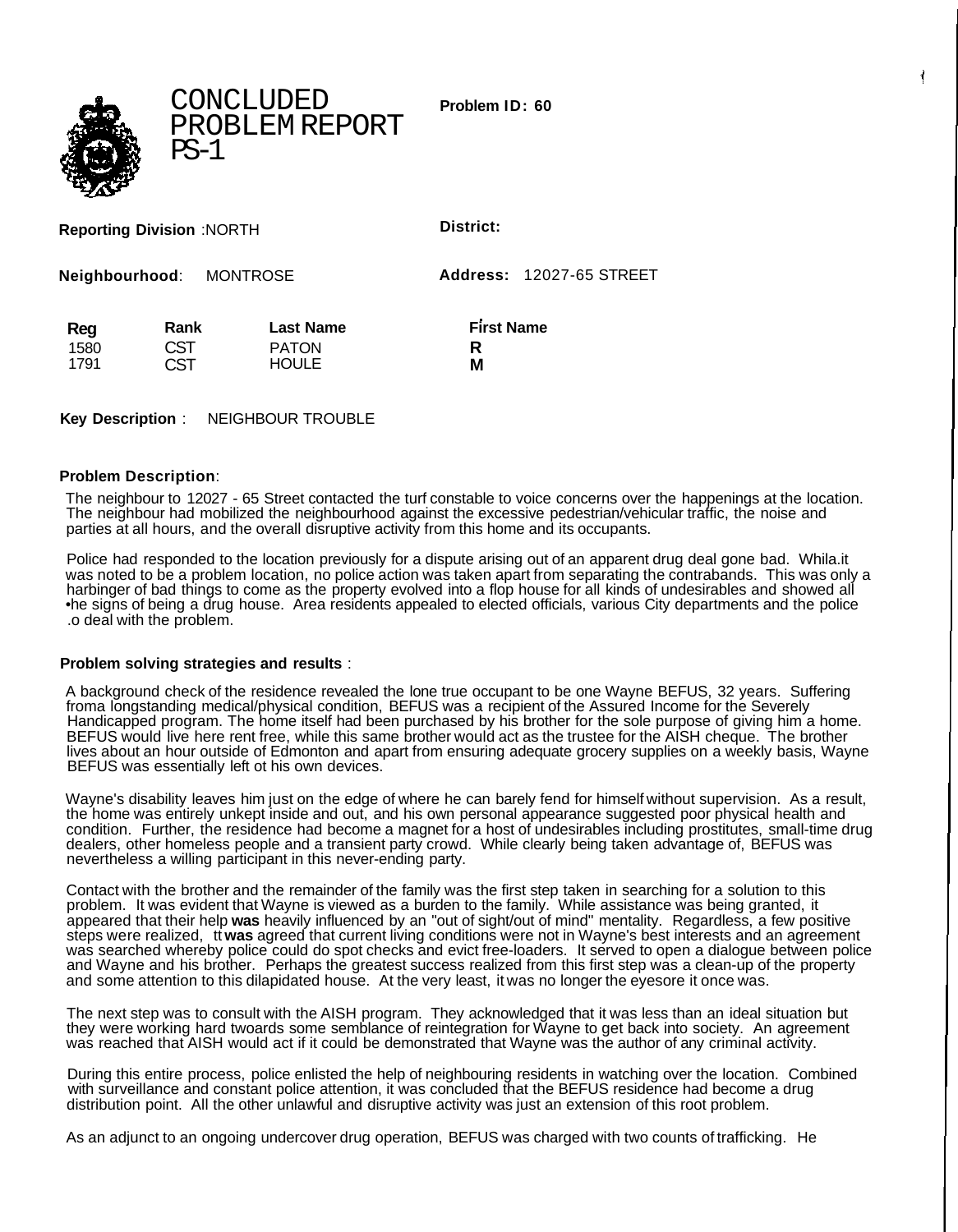# CONCLUDED PROBLEM REPORT PS-1

**Problem ID: 60**

**Reporting Division** :NORTH

**District:**

**Neighbourhood**: MONTROSE

**Address:** 12027-65 STREET

| Reg | Rank | Last Name | First Name |
|---|---|---|---|
| 1580 | CST | PATON | R |
| 1791 | CST | HOULE | M |

**Key Description** : NEIGHBOUR TROUBLE

**Problem Description**:

The neighbour to 12027 - 65 Street contacted the turf constable to voice concerns over the happenings at the location. The neighbour had mobilized the neighbourhood against the excessive pedestrian/vehicular traffic, the noise and parties at all hours, and the overall disruptive activity from this home and its occupants.

Police had responded to the location previously for a dispute arising out of an apparent drug deal gone bad. Whila.it was noted to be a problem location, no police action was taken apart from separating the contrabands. This was only a harbinger of bad things to come as the property evolved into a flop house for all kinds of undesirables and showed all •he signs of being a drug house. Area residents appealed to elected officials, various City departments and the police .o deal with the problem.

**Problem solving strategies and results** :

A background check of the residence revealed the lone true occupant to be one Wayne BEFUS, 32 years. Suffering froma longstanding medical/physical condition, BEFUS was a recipient of the Assured Income for the Severely Handicapped program. The home itself had been purchased by his brother for the sole purpose of giving him a home. BEFUS would live here rent free, while this same brother would act as the trustee for the AISH cheque. The brother lives about an hour outside of Edmonton and apart from ensuring adequate grocery supplies on a weekly basis, Wayne BEFUS was essentially left ot his own devices.

Wayne's disability leaves him just on the edge of where he can barely fend for himself without supervision. As a result, the home was entirely unkept inside and out, and his own personal appearance suggested poor physical health and condition. Further, the residence had become a magnet for a host of undesirables including prostitutes, small-time drug dealers, other homeless people and a transient party crowd. While clearly being taken advantage of, BEFUS was nevertheless a willing participant in this never-ending party.

Contact with the brother and the remainder of the family was the first step taken in searching for a solution to this problem. It was evident that Wayne is viewed as a burden to the family. While assistance was being granted, it appeared that their help **was** heavily influenced by an "out of sight/out of mind" mentality. Regardless, a few positive steps were realized, tt **was** agreed that current living conditions were not in Wayne's best interests and an agreement was searched whereby police could do spot checks and evict free-loaders. It served to open a dialogue between police and Wayne and his brother. Perhaps the greatest success realized from this first step was a clean-up of the property and some attention to this dilapidated house. At the very least, it was no longer the eyesore it once was.

The next step was to consult with the AISH program. They acknowledged that it was less than an ideal situation but they were working hard twoards some semblance of reintegration for Wayne to get back into society. An agreement was reached that AISH would act if it could be demonstrated that Wayne was the author of any criminal activity.

During this entire process, police enlisted the help of neighbouring residents in watching over the location. Combined with surveillance and constant police attention, it was concluded that the BEFUS residence had become a drug distribution point. All the other unlawful and disruptive activity was just an extension of this root problem.

As an adjunct to an ongoing undercover drug operation, BEFUS was charged with two counts of trafficking. He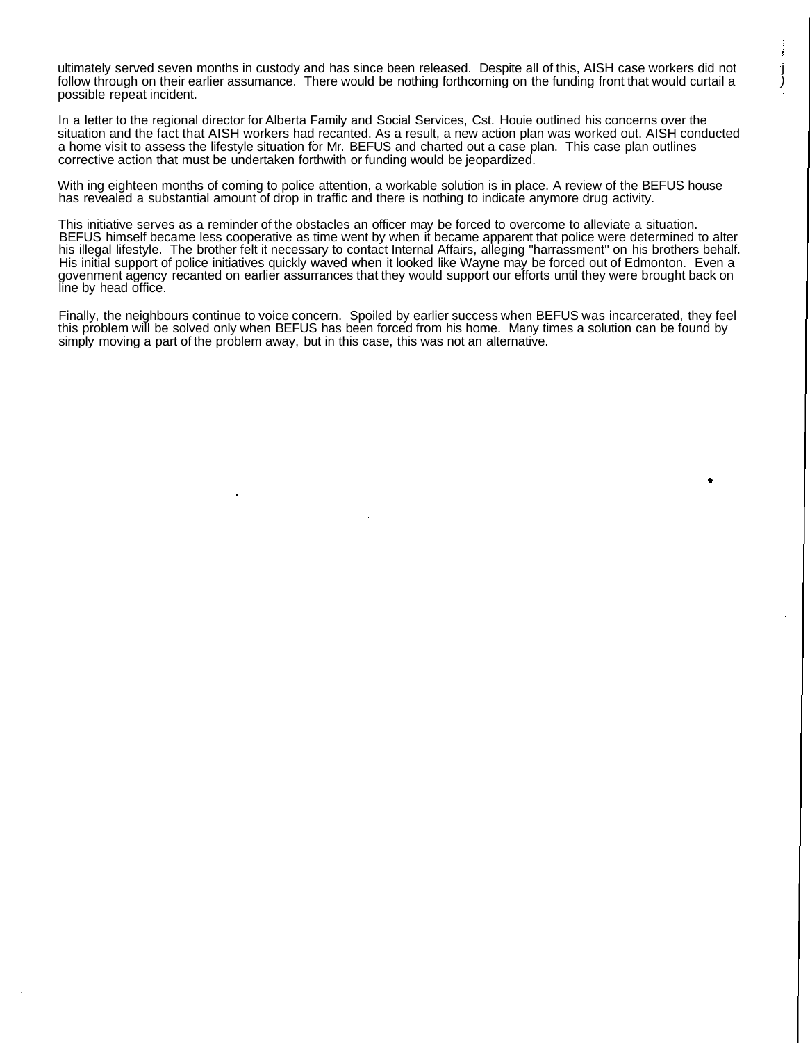ultimately served seven months in custody and has since been released. Despite all of this, AISH case workers did not follow through on their earlier assumance. There would be nothing forthcoming on the funding front that would curtail a possible repeat incident.

In a letter to the regional director for Alberta Family and Social Services, Cst. Houie outlined his concerns over the situation and the fact that AISH workers had recanted. As a result, a new action plan was worked out. AISH conducted a home visit to assess the lifestyle situation for Mr. BEFUS and charted out a case plan. This case plan outlines corrective action that must be undertaken forthwith or funding would be jeopardized.

With ing eighteen months of coming to police attention, a workable solution is in place. A review of the BEFUS house has revealed a substantial amount of drop in traffic and there is nothing to indicate anymore drug activity.

This initiative serves as a reminder of the obstacles an officer may be forced to overcome to alleviate a situation. BEFUS himself became less cooperative as time went by when it became apparent that police were determined to alter his illegal lifestyle. The brother felt it necessary to contact Internal Affairs, alleging "harrassment" on his brothers behalf. His initial support of police initiatives quickly waved when it looked like Wayne may be forced out of Edmonton. Even a govenment agency recanted on earlier assurrances that they would support our efforts until they were brought back on line by head office.

Finally, the neighbours continue to voice concern. Spoiled by earlier success when BEFUS was incarcerated, they feel this problem will be solved only when BEFUS has been forced from his home. Many times a solution can be found by simply moving a part of the problem away, but in this case, this was not an alternative.